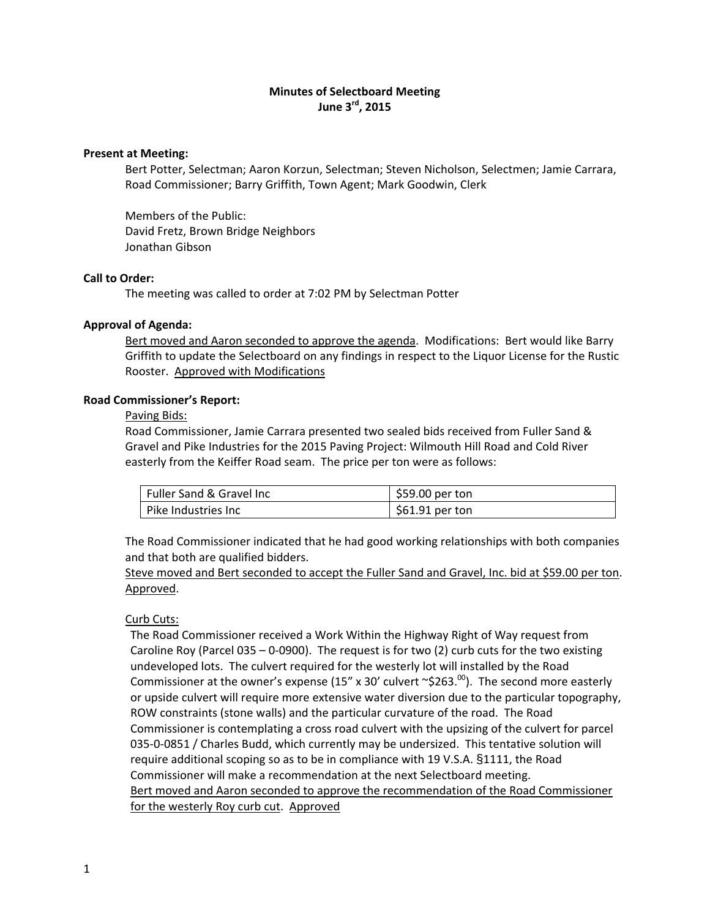# Minutes of Selectboard Meeting
## June 3rd, 2015

**Present at Meeting:**

Bert Potter, Selectman; Aaron Korzun, Selectman; Steven Nicholson, Selectmen; Jamie Carrara, Road Commissioner; Barry Griffith, Town Agent; Mark Goodwin, Clerk

Members of the Public:
David Fretz, Brown Bridge Neighbors
Jonathan Gibson

**Call to Order:**

The meeting was called to order at 7:02 PM by Selectman Potter

**Approval of Agenda:**

<u>Bert moved and Aaron seconded to approve the agenda</u>. Modifications: Bert would like Barry Griffith to update the Selectboard on any findings in respect to the Liquor License for the Rustic Rooster. <u>Approved with Modifications</u>

**Road Commissioner's Report:**

<u>Paving Bids:</u>

Road Commissioner, Jamie Carrara presented two sealed bids received from Fuller Sand & Gravel and Pike Industries for the 2015 Paving Project: Wilmouth Hill Road and Cold River easterly from the Keiffer Road seam. The price per ton were as follows:

| Fuller Sand & Gravel Inc | $59.00 per ton |
|---|---|
| Pike Industries Inc | $61.91 per ton |

The Road Commissioner indicated that he had good working relationships with both companies and that both are qualified bidders.

<u>Steve moved and Bert seconded to accept the Fuller Sand and Gravel, Inc. bid at $59.00 per ton</u>. <u>Approved</u>.

<u>Curb Cuts:</u>

The Road Commissioner received a Work Within the Highway Right of Way request from Caroline Roy (Parcel 035 – 0-0900). The request is for two (2) curb cuts for the two existing undeveloped lots. The culvert required for the westerly lot will installed by the Road Commissioner at the owner's expense (15" x 30' culvert ~$263.00). The second more easterly or upside culvert will require more extensive water diversion due to the particular topography, ROW constraints (stone walls) and the particular curvature of the road. The Road Commissioner is contemplating a cross road culvert with the upsizing of the culvert for parcel 035-0-0851 / Charles Budd, which currently may be undersized. This tentative solution will require additional scoping so as to be in compliance with 19 V.S.A. §1111, the Road Commissioner will make a recommendation at the next Selectboard meeting.

<u>Bert moved and Aaron seconded to approve the recommendation of the Road Commissioner for the westerly Roy curb cut</u>. <u>Approved</u>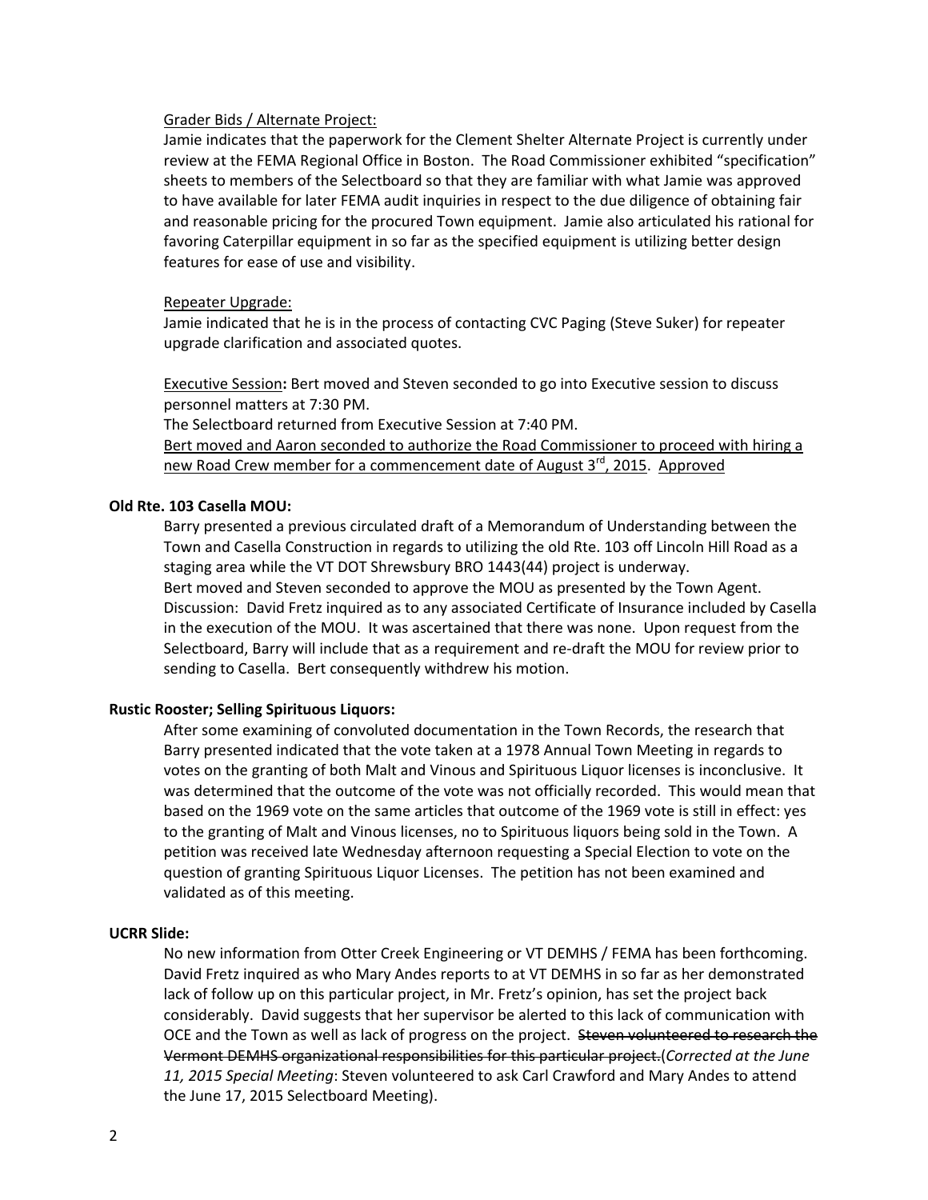Grader Bids / Alternate Project:

Jamie indicates that the paperwork for the Clement Shelter Alternate Project is currently under review at the FEMA Regional Office in Boston. The Road Commissioner exhibited "specification" sheets to members of the Selectboard so that they are familiar with what Jamie was approved to have available for later FEMA audit inquiries in respect to the due diligence of obtaining fair and reasonable pricing for the procured Town equipment. Jamie also articulated his rational for favoring Caterpillar equipment in so far as the specified equipment is utilizing better design features for ease of use and visibility.

Repeater Upgrade:

Jamie indicated that he is in the process of contacting CVC Paging (Steve Suker) for repeater upgrade clarification and associated quotes.

Executive Session**:** Bert moved and Steven seconded to go into Executive session to discuss personnel matters at 7:30 PM.

The Selectboard returned from Executive Session at 7:40 PM.

Bert moved and Aaron seconded to authorize the Road Commissioner to proceed with hiring a new Road Crew member for a commencement date of August 3rd, 2015. Approved

**Old Rte. 103 Casella MOU:**

Barry presented a previous circulated draft of a Memorandum of Understanding between the Town and Casella Construction in regards to utilizing the old Rte. 103 off Lincoln Hill Road as a staging area while the VT DOT Shrewsbury BRO 1443(44) project is underway.

Bert moved and Steven seconded to approve the MOU as presented by the Town Agent. Discussion: David Fretz inquired as to any associated Certificate of Insurance included by Casella in the execution of the MOU. It was ascertained that there was none. Upon request from the Selectboard, Barry will include that as a requirement and re-draft the MOU for review prior to sending to Casella. Bert consequently withdrew his motion.

**Rustic Rooster; Selling Spirituous Liquors:**

After some examining of convoluted documentation in the Town Records, the research that Barry presented indicated that the vote taken at a 1978 Annual Town Meeting in regards to votes on the granting of both Malt and Vinous and Spirituous Liquor licenses is inconclusive. It was determined that the outcome of the vote was not officially recorded. This would mean that based on the 1969 vote on the same articles that outcome of the 1969 vote is still in effect: yes to the granting of Malt and Vinous licenses, no to Spirituous liquors being sold in the Town. A petition was received late Wednesday afternoon requesting a Special Election to vote on the question of granting Spirituous Liquor Licenses. The petition has not been examined and validated as of this meeting.

**UCRR Slide:**

No new information from Otter Creek Engineering or VT DEMHS / FEMA has been forthcoming. David Fretz inquired as who Mary Andes reports to at VT DEMHS in so far as her demonstrated lack of follow up on this particular project, in Mr. Fretz's opinion, has set the project back considerably. David suggests that her supervisor be alerted to this lack of communication with OCE and the Town as well as lack of progress on the project. ~~Steven volunteered to research the Vermont DEMHS organizational responsibilities for this particular project.~~(*Corrected at the June 11, 2015 Special Meeting*: Steven volunteered to ask Carl Crawford and Mary Andes to attend the June 17, 2015 Selectboard Meeting).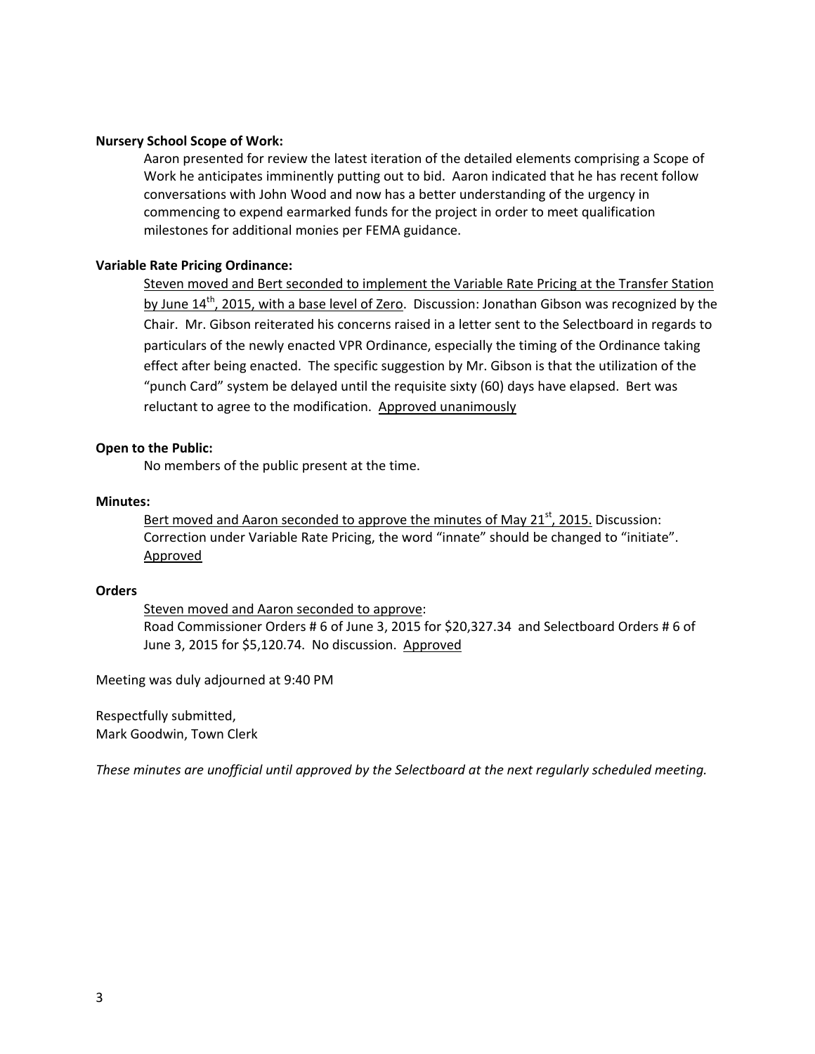**Nursery School Scope of Work:**

Aaron presented for review the latest iteration of the detailed elements comprising a Scope of Work he anticipates imminently putting out to bid. Aaron indicated that he has recent follow conversations with John Wood and now has a better understanding of the urgency in commencing to expend earmarked funds for the project in order to meet qualification milestones for additional monies per FEMA guidance.

**Variable Rate Pricing Ordinance:**

<u>Steven moved and Bert seconded to implement the Variable Rate Pricing at the Transfer Station by June 14th, 2015, with a base level of Zero</u>. Discussion: Jonathan Gibson was recognized by the Chair. Mr. Gibson reiterated his concerns raised in a letter sent to the Selectboard in regards to particulars of the newly enacted VPR Ordinance, especially the timing of the Ordinance taking effect after being enacted. The specific suggestion by Mr. Gibson is that the utilization of the "punch Card" system be delayed until the requisite sixty (60) days have elapsed. Bert was reluctant to agree to the modification. <u>Approved unanimously</u>

**Open to the Public:**

No members of the public present at the time.

**Minutes:**

<u>Bert moved and Aaron seconded to approve the minutes of May 21st, 2015.</u> Discussion: Correction under Variable Rate Pricing, the word "innate" should be changed to "initiate". <u>Approved</u>

**Orders**

<u>Steven moved and Aaron seconded to approve</u>:
Road Commissioner Orders # 6 of June 3, 2015 for $20,327.34 and Selectboard Orders # 6 of June 3, 2015 for $5,120.74. No discussion. <u>Approved</u>

Meeting was duly adjourned at 9:40 PM

Respectfully submitted,
Mark Goodwin, Town Clerk

*These minutes are unofficial until approved by the Selectboard at the next regularly scheduled meeting.*